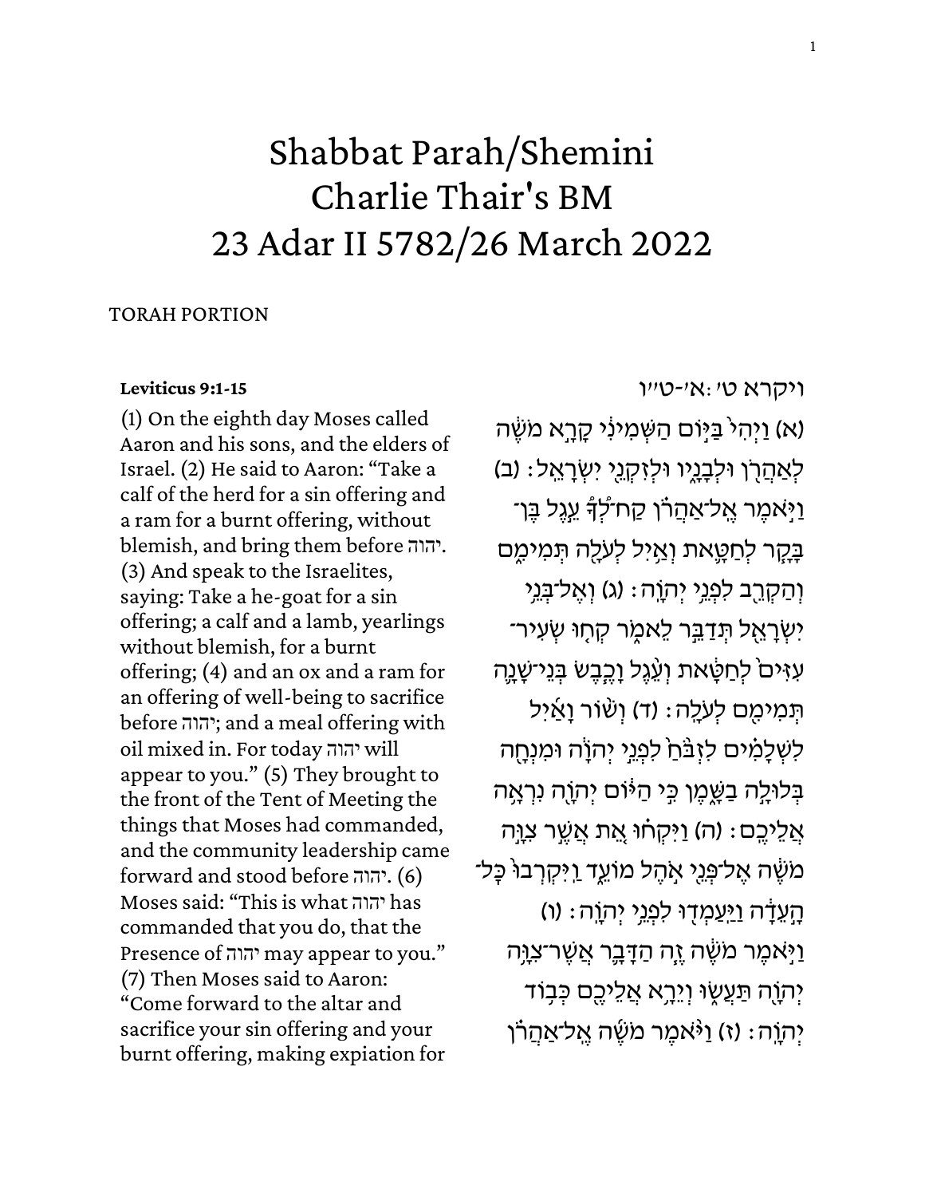# Shabbat Parah/Shemini
# Charlie Thair's BM
# 23 Adar II 5782/26 March 2022

TORAH PORTION

**Leviticus 9:1-15**

(1) On the eighth day Moses called Aaron and his sons, and the elders of Israel. (2) He said to Aaron: "Take a calf of the herd for a sin offering and a ram for a burnt offering, without blemish, and bring them before יהוה. (3) And speak to the Israelites, saying: Take a he-goat for a sin offering; a calf and a lamb, yearlings without blemish, for a burnt offering; (4) and an ox and a ram for an offering of well-being to sacrifice before יהוה; and a meal offering with oil mixed in. For today יהוה will appear to you." (5) They brought to the front of the Tent of Meeting the things that Moses had commanded, and the community leadership came forward and stood before יהוה. (6) Moses said: "This is what יהוה has commanded that you do, that the Presence of יהוה may appear to you." (7) Then Moses said to Aaron: "Come forward to the altar and sacrifice your sin offering and your burnt offering, making expiation for

ויקרא ט׳:א׳-ט״ו

(א) וַיְהִי֙ בַּיּ֣וֹם הַשְּׁמִינִ֔י קָרָ֣א מֹשֶׁ֔ה לְאַהֲרֹ֖ן וּלְבָנָ֑יו וּלְזִקְנֵ֖י יִשְׂרָאֵֽל׃ (ב) וַיֹּ֣אמֶר אֶֽל־אַהֲרֹ֗ן קַח־לְךָ֙ עֵ֣גֶל בֶּן־בָּקָ֧ר לְחַטָּ֛את וְאַ֥יִל לְעֹלָ֖ה תְּמִימִ֑ם וְהַקְרֵ֖ב לִפְנֵ֥י יְהֹוָֽה׃ (ג) וְאֶל־בְּנֵ֥י יִשְׂרָאֵ֖ל תְּדַבֵּ֣ר לֵאמֹ֑ר קְח֤וּ שְׂעִיר־עִזִּים֙ לְחַטָּ֔את וְעֵ֨גֶל וָכֶ֧בֶשׂ בְּנֵי־שָׁנָ֛ה תְּמִימִ֖ם לְעֹלָֽה׃ (ד) וְשׁ֨וֹר וָאַ֜יִל לִשְׁלָמִ֗ים לִזְבֹּ֙חַ֙ לִפְנֵ֣י יְהֹוָ֔ה וּמִנְחָ֖ה בְּלוּלָ֣ה בַשָּׁ֑מֶן כִּ֣י הַיּ֔וֹם יְהֹוָ֖ה נִרְאָ֥ה אֲלֵיכֶֽם׃ (ה) וַיִּקְח֗וּ אֵ֚ת אֲשֶׁ֣ר צִוָּ֣ה מֹשֶׁ֔ה אֶל־פְּנֵ֖י אֹ֣הֶל מוֹעֵ֑ד וַיִּקְרְבוּ֙ כָּל־הָ֣עֵדָ֔ה וַיַּֽעַמְד֖וּ לִפְנֵ֥י יְהֹוָֽה׃ (ו) וַיֹּ֣אמֶר מֹשֶׁ֔ה זֶ֧ה הַדָּבָ֛ר אֲשֶׁר־צִוָּ֥ה יְהֹוָ֖ה תַּעֲשׂ֑וּ וְיֵרָ֥א אֲלֵיכֶ֖ם כְּב֥וֹד יְהֹוָֽה׃ (ז) וַיֹּ֨אמֶר מֹשֶׁ֜ה אֶֽל־אַהֲרֹ֗ן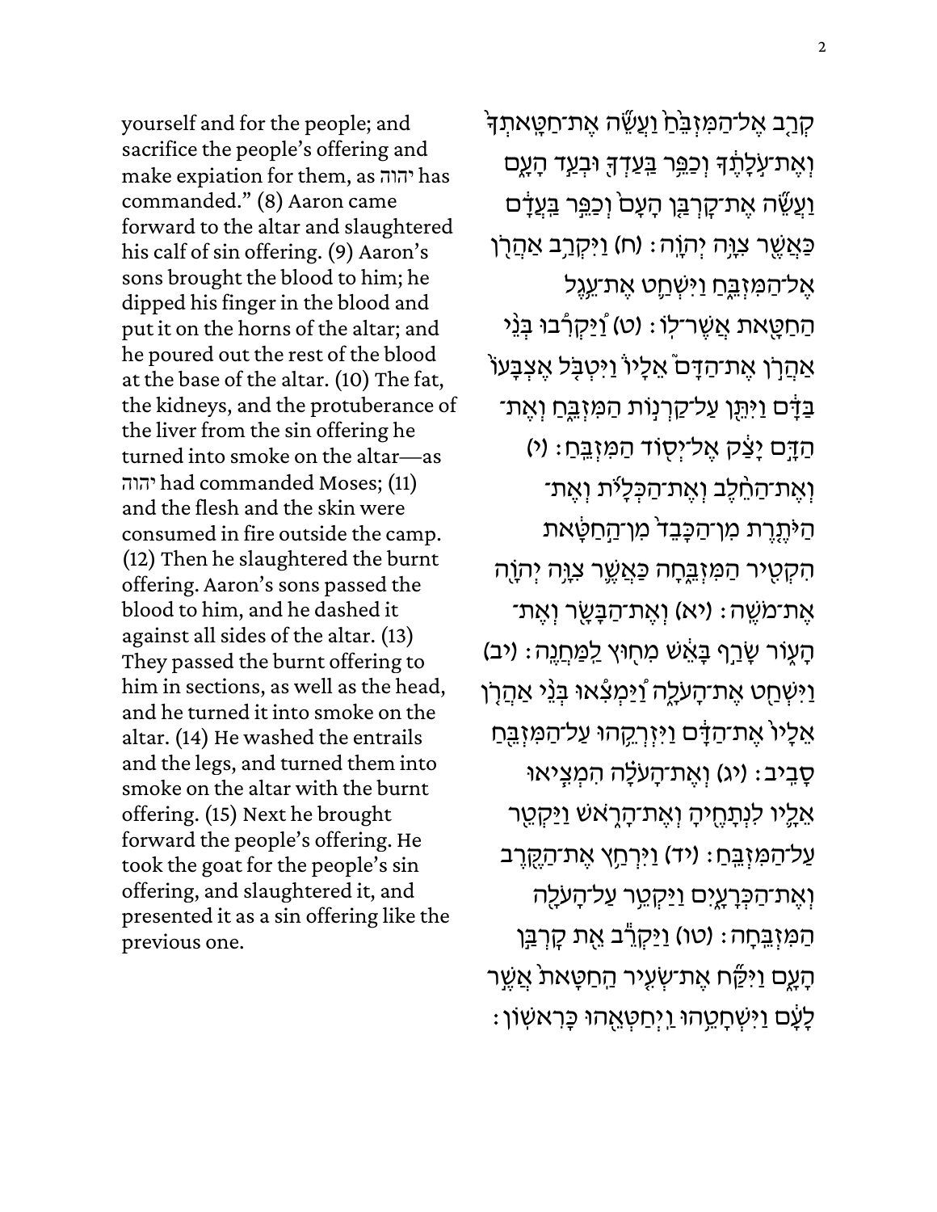yourself and for the people; and sacrifice the people's offering and make expiation for them, as יהוה has commanded." (8) Aaron came forward to the altar and slaughtered his calf of sin offering. (9) Aaron's sons brought the blood to him; he dipped his finger in the blood and put it on the horns of the altar; and he poured out the rest of the blood at the base of the altar. (10) The fat, the kidneys, and the protuberance of the liver from the sin offering he turned into smoke on the altar—as יהוה had commanded Moses; (11) and the flesh and the skin were consumed in fire outside the camp. (12) Then he slaughtered the burnt offering. Aaron's sons passed the blood to him, and he dashed it against all sides of the altar. (13) They passed the burnt offering to him in sections, as well as the head, and he turned it into smoke on the altar. (14) He washed the entrails and the legs, and turned them into smoke on the altar with the burnt offering. (15) Next he brought forward the people's offering. He took the goat for the people's sin offering, and slaughtered it, and presented it as a sin offering like the previous one.

קְרַ֤ב אֶל־הַמִּזְבֵּ֙חַ֙ וַעֲשֵׂ֞ה אֶת־חַטָּֽאתְךָ֙ וְאֶת־עֹ֣לָתֶ֔ךָ וְכַפֵּ֥ר בַּֽעַדְךָ֖ וּבְעַ֣ד הָעָ֑ם וַעֲשֵׂ֞ה אֶת־קׇרְבַּ֤ן הָעָם֙ וְכַפֵּ֣ר בַּֽעֲדָ֔ם כַּאֲשֶׁ֖ר צִוָּ֥ה יְהֹוָֽה׃ (ח) וַיִּקְרַ֥ב אַהֲרֹ֖ן אֶל־הַמִּזְבֵּ֑חַ וַיִּשְׁחַ֛ט אֶת־עֵ֥גֶל הַחַטָּ֖את אֲשֶׁר־לֽוֹ׃ (ט) וַ֠יַּקְרִ֠בוּ בְּנֵ֨י אַהֲרֹ֣ן אֶת־הַדָּם֮ אֵלָיו֒ וַיִּטְבֹּ֤ל אֶצְבָּעוֹ֙ בַּדָּ֔ם וַיִּתֵּ֖ן עַל־קַרְנ֣וֹת הַמִּזְבֵּ֑חַ וְאֶת־הַדָּ֣ם יָצַ֔ק אֶל־יְס֖וֹד הַמִּזְבֵּֽחַ׃ (י) וְאֶת־הַחֵ֨לֶב וְאֶת־הַכְּלָיֹ֜ת וְאֶת־הַיֹּתֶ֤רֶת מִן־הַכָּבֵד֙ מִן־הַ֣חַטָּ֔את הִקְטִ֖יר הַמִּזְבֵּ֑חָה כַּאֲשֶׁ֛ר צִוָּ֥ה יְהֹוָ֖ה אֶת־מֹשֶֽׁה׃ (יא) וְאֶת־הַבָּשָׂ֖ר וְאֶת־הָע֑וֹר שָׂרַ֣ף בָּאֵ֔שׁ מִח֖וּץ לַֽמַּחֲנֶֽה׃ (יב) וַיִּשְׁחַ֖ט אֶת־הָעֹלָ֑ה וַ֠יַּמְצִ֠אוּ בְּנֵ֨י אַהֲרֹ֤ן אֵלָיו֙ אֶת־הַדָּ֔ם וַיִּזְרְקֵ֥הוּ עַל־הַמִּזְבֵּ֖חַ סָבִֽיב׃ (יג) וְאֶת־הָעֹלָ֗ה הִמְצִ֧יאוּ אֵלָ֛יו לִנְתָחֶ֖יהָ וְאֶת־הָרֹ֑אשׁ וַיַּקְטֵ֖ר עַל־הַמִּזְבֵּֽחַ׃ (יד) וַיִּרְחַ֥ץ אֶת־הַקֶּ֖רֶב וְאֶת־הַכְּרָעָ֑יִם וַיַּקְטֵ֥ר עַל־הָעֹלָ֖ה הַמִּזְבֵּֽחָה׃ (טו) וַיַּקְרֵ֕ב אֵ֖ת קׇרְבַּ֣ן הָעָ֑ם וַיִּקַּ֞ח אֶת־שְׂעִ֤יר הַֽחַטָּאת֙ אֲשֶׁ֣ר לָעָ֔ם וַיִּשְׁחָטֵ֥הוּ וַֽיְחַטְּאֵ֖הוּ כָּרִאשֽׁוֹן׃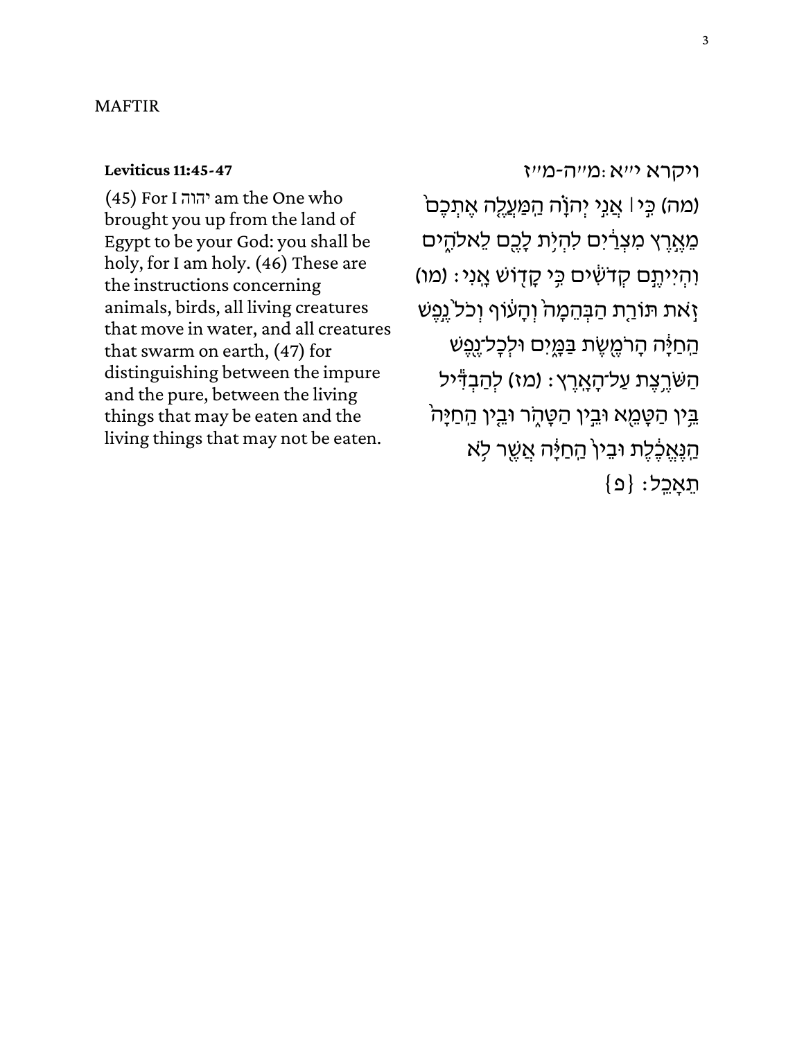MAFTIR

**Leviticus 11:45-47**

(45) For I יהוה am the One who brought you up from the land of Egypt to be your God: you shall be holy, for I am holy. (46) These are the instructions concerning animals, birds, all living creatures that move in water, and all creatures that swarm on earth, (47) for distinguishing between the impure and the pure, between the living things that may be eaten and the living things that may not be eaten.

ויקרא י״א:מ״ה-מ״ז

(מה) כִּ֣י ׀ אֲנִ֣י יְהֹוָ֗ה הַֽמַּעֲלֶ֤ה אֶתְכֶם֙ מֵאֶ֣רֶץ מִצְרַ֔יִם לִהְיֹ֥ת לָכֶ֖ם לֵאלֹהִ֑ים וִהְיִיתֶ֣ם קְדֹשִׁ֔ים כִּ֥י קָד֖וֹשׁ אָֽנִי׃ (מו) זֹ֣את תּוֹרַ֤ת הַבְּהֵמָה֙ וְהָע֔וֹף וְכֹל֙ נֶ֣פֶשׁ הַֽחַיָּ֔ה הָֽרֹמֶ֖שֶׂת בַּמָּ֑יִם וּלְכָל־נֶ֖פֶשׁ הַשֹּׁרֶ֥צֶת עַל־הָאָֽרֶץ׃ (מז) לְהַבְדִּ֕יל בֵּ֥ין הַטָּמֵ֖א וּבֵ֣ין הַטָּהֹ֑ר וּבֵ֤ין הַֽחַיָּה֙ הַֽנֶּאֱכֶ֔לֶת וּבֵין֙ הַֽחַיָּ֔ה אֲשֶׁ֖ר לֹ֥א תֵאָכֵֽל׃ {פ}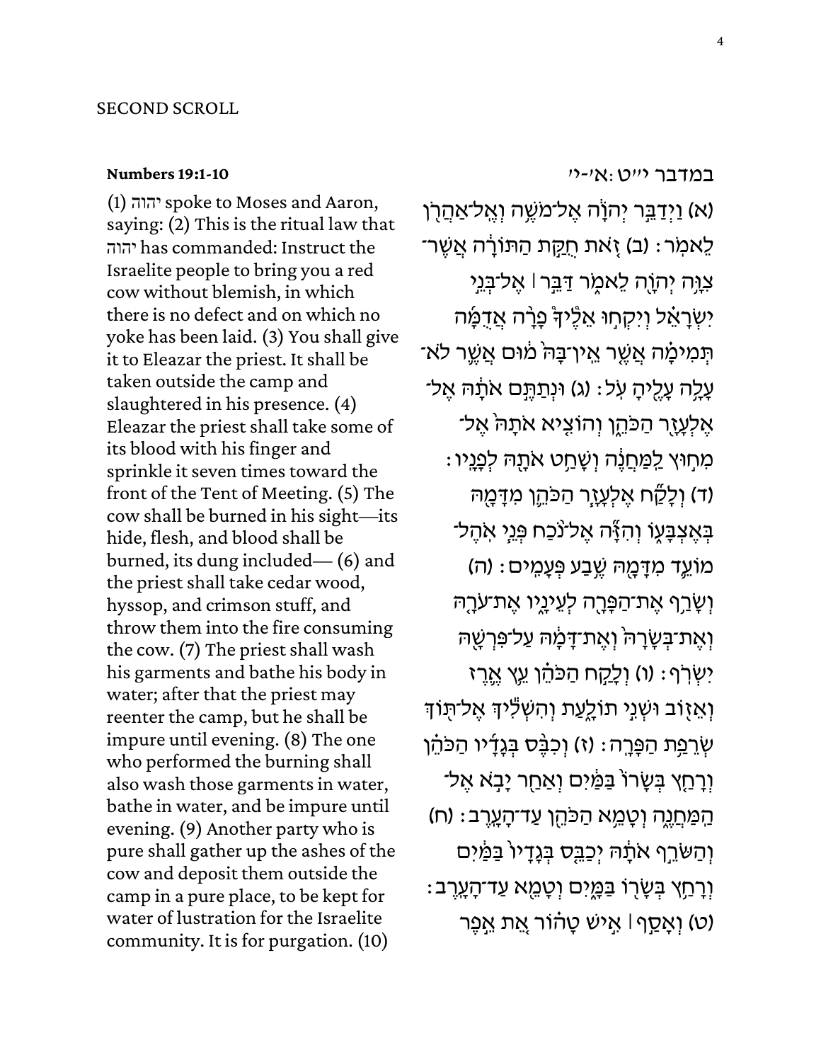SECOND SCROLL

**Numbers 19:1-10**

(1) יהוה spoke to Moses and Aaron, saying: (2) This is the ritual law that יהוה has commanded: Instruct the Israelite people to bring you a red cow without blemish, in which there is no defect and on which no yoke has been laid. (3) You shall give it to Eleazar the priest. It shall be taken outside the camp and slaughtered in his presence. (4) Eleazar the priest shall take some of its blood with his finger and sprinkle it seven times toward the front of the Tent of Meeting. (5) The cow shall be burned in his sight—its hide, flesh, and blood shall be burned, its dung included— (6) and the priest shall take cedar wood, hyssop, and crimson stuff, and throw them into the fire consuming the cow. (7) The priest shall wash his garments and bathe his body in water; after that the priest may reenter the camp, but he shall be impure until evening. (8) The one who performed the burning shall also wash those garments in water, bathe in water, and be impure until evening. (9) Another party who is pure shall gather up the ashes of the cow and deposit them outside the camp in a pure place, to be kept for water of lustration for the Israelite community. It is for purgation. (10)

במדבר י״ט:א׳-י׳

(א) וַיְדַבֵּר יְהֹוָה אֶל־מֹשֶׁה וְאֶל־אַהֲרֹן לֵאמֹר׃ (ב) זֹאת חֻקַּת הַתּוֹרָה אֲשֶׁר־צִוָּה יְהֹוָה לֵאמֹר דַּבֵּר ׀ אֶל־בְּנֵי יִשְׂרָאֵל וְיִקְחוּ אֵלֶיךָ פָרָה אֲדֻמָּה תְּמִימָה אֲשֶׁר אֵין־בָּהּ מוּם אֲשֶׁר לֹא־עָלָה עָלֶיהָ עֹל׃ (ג) וּנְתַתֶּם אֹתָהּ אֶל־אֶלְעָזָר הַכֹּהֵן וְהוֹצִיא אֹתָהּ אֶל־מִחוּץ לַמַּחֲנֶה וְשָׁחַט אֹתָהּ לְפָנָיו׃ (ד) וְלָקַח אֶלְעָזָר הַכֹּהֵן מִדָּמָהּ בְּאֶצְבָּעוֹ וְהִזָּה אֶל־נֹכַח פְּנֵי אֹהֶל־מוֹעֵד מִדָּמָהּ שֶׁבַע פְּעָמִים׃ (ה) וְשָׂרַף אֶת־הַפָּרָה לְעֵינָיו אֶת־עֹרָהּ וְאֶת־בְּשָׂרָהּ וְאֶת־דָּמָהּ עַל־פִּרְשָׁהּ יִשְׂרֹף׃ (ו) וְלָקַח הַכֹּהֵן עֵץ אֶרֶז וְאֵזוֹב וּשְׁנִי תוֹלָעַת וְהִשְׁלִיךְ אֶל־תּוֹךְ שְׂרֵפַת הַפָּרָה׃ (ז) וְכִבֶּס בְּגָדָיו הַכֹּהֵן וְרָחַץ בְּשָׂרוֹ בַּמַּיִם וְאַחַר יָבֹא אֶל־הַמַּחֲנֶה וְטָמֵא הַכֹּהֵן עַד־הָעָרֶב׃ (ח) וְהַשֹּׂרֵף אֹתָהּ יְכַבֵּס בְּגָדָיו בַּמַּיִם וְרָחַץ בְּשָׂרוֹ בַּמָּיִם וְטָמֵא עַד־הָעָרֶב׃ (ט) וְאָסַף ׀ אִישׁ טָהוֹר אֵת אֵפֶר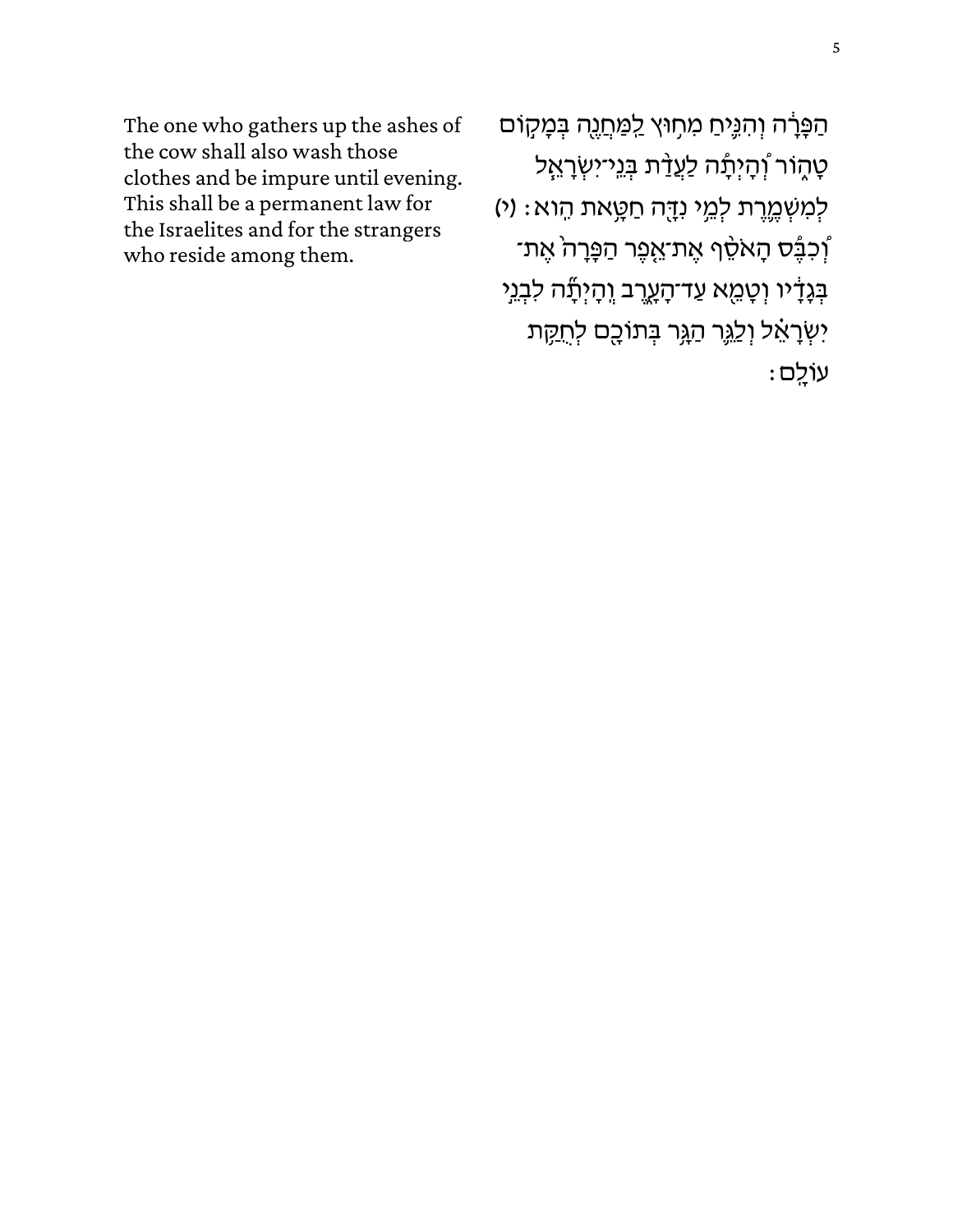The one who gathers up the ashes of the cow shall also wash those clothes and be impure until evening. This shall be a permanent law for the Israelites and for the strangers who reside among them.

הַפָּרָ֔ה וְהִנִּ֛יחַ מִח֥וּץ לַֽמַּחֲנֶ֖ה בְּמָק֣וֹם טָה֑וֹר וְ֠הָיְתָ֠ה לַעֲדַ֨ת בְּנֵֽי־יִשְׂרָאֵ֧ל לְמִשְׁמֶ֛רֶת לְמֵ֥י נִדָּ֖ה חַטָּ֥את הִֽוא׃ (י) וְ֠כִבֶּ֠ס הָאֹסֵ֨ף אֶת־אֵ֤פֶר הַפָּרָה֙ אֶת־בְּגָדָ֔יו וְטָמֵ֖א עַד־הָעָ֑רֶב וְהָֽיְתָ֞ה לִבְנֵ֣י יִשְׂרָאֵ֗ל וְלַגֵּ֛ר הַגָּ֥ר בְּתוֹכָ֖ם לְחֻקַּ֥ת עוֹלָֽם׃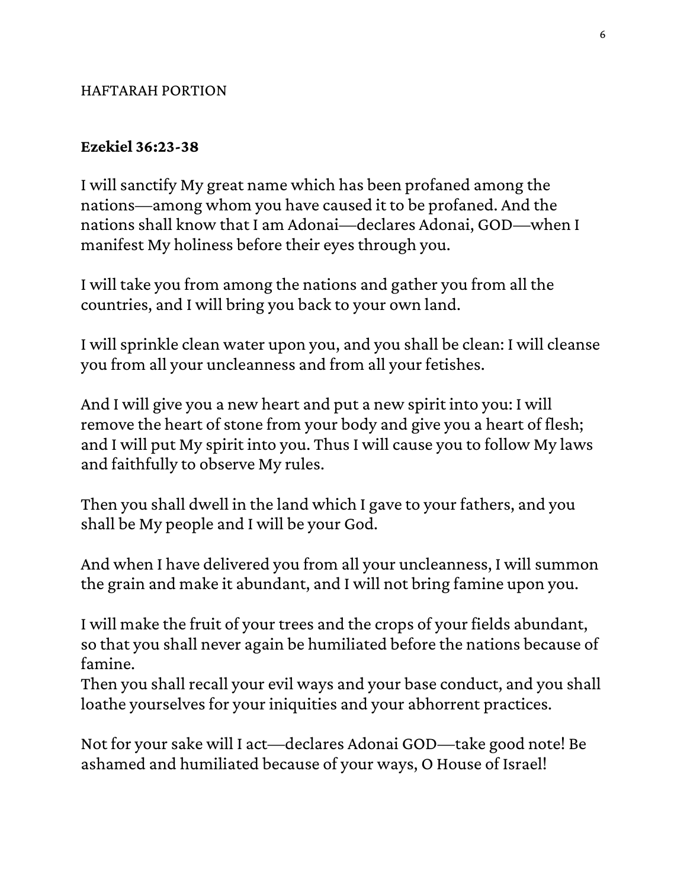HAFTARAH PORTION

**Ezekiel 36:23-38**

I will sanctify My great name which has been profaned among the nations—among whom you have caused it to be profaned. And the nations shall know that I am Adonai—declares Adonai, GOD—when I manifest My holiness before their eyes through you.

I will take you from among the nations and gather you from all the countries, and I will bring you back to your own land.

I will sprinkle clean water upon you, and you shall be clean: I will cleanse you from all your uncleanness and from all your fetishes.

And I will give you a new heart and put a new spirit into you: I will remove the heart of stone from your body and give you a heart of flesh; and I will put My spirit into you. Thus I will cause you to follow My laws and faithfully to observe My rules.

Then you shall dwell in the land which I gave to your fathers, and you shall be My people and I will be your God.

And when I have delivered you from all your uncleanness, I will summon the grain and make it abundant, and I will not bring famine upon you.

I will make the fruit of your trees and the crops of your fields abundant, so that you shall never again be humiliated before the nations because of famine.
Then you shall recall your evil ways and your base conduct, and you shall loathe yourselves for your iniquities and your abhorrent practices.

Not for your sake will I act—declares Adonai GOD—take good note! Be ashamed and humiliated because of your ways, O House of Israel!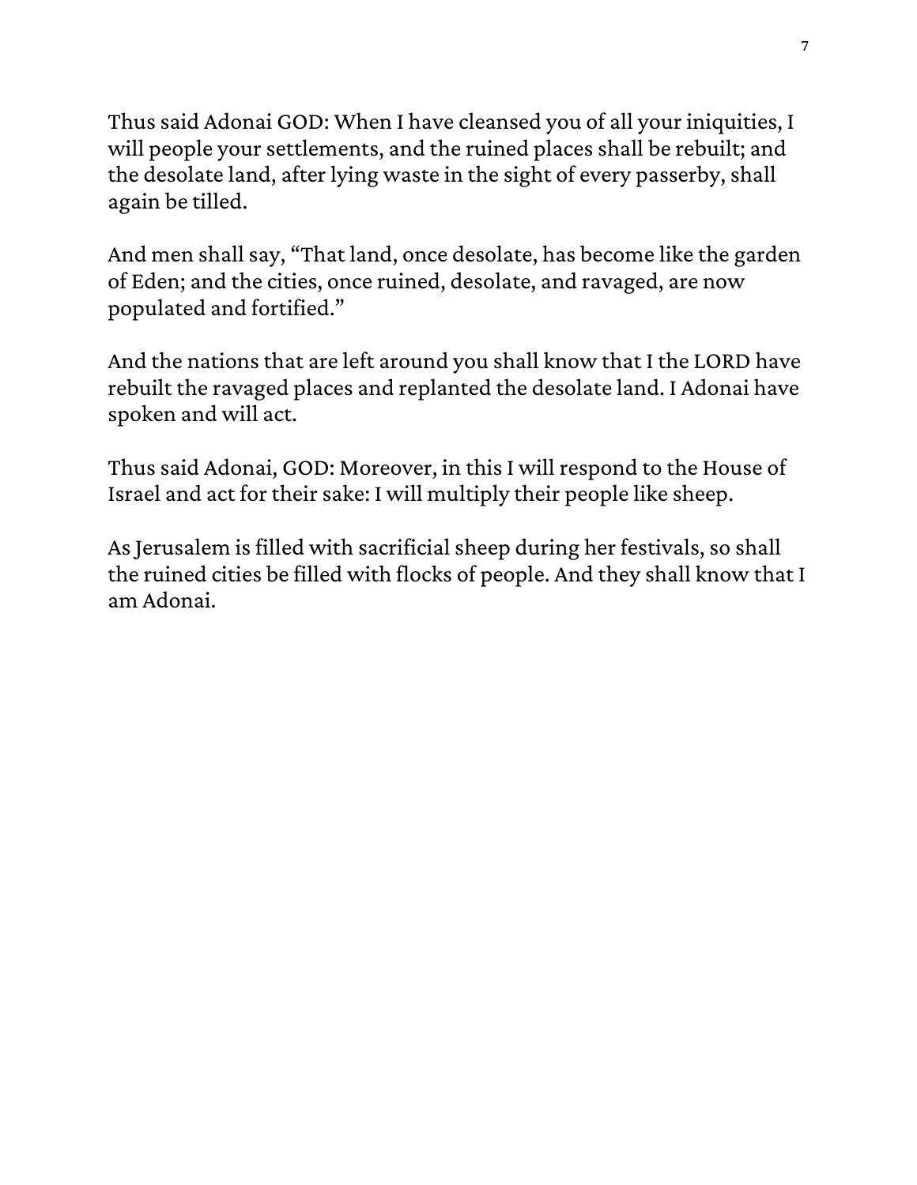Thus said Adonai GOD: When I have cleansed you of all your iniquities, I will people your settlements, and the ruined places shall be rebuilt; and the desolate land, after lying waste in the sight of every passerby, shall again be tilled.

And men shall say, “That land, once desolate, has become like the garden of Eden; and the cities, once ruined, desolate, and ravaged, are now populated and fortified.”

And the nations that are left around you shall know that I the LORD have rebuilt the ravaged places and replanted the desolate land. I Adonai have spoken and will act.

Thus said Adonai, GOD: Moreover, in this I will respond to the House of Israel and act for their sake: I will multiply their people like sheep.

As Jerusalem is filled with sacrificial sheep during her festivals, so shall the ruined cities be filled with flocks of people. And they shall know that I am Adonai.